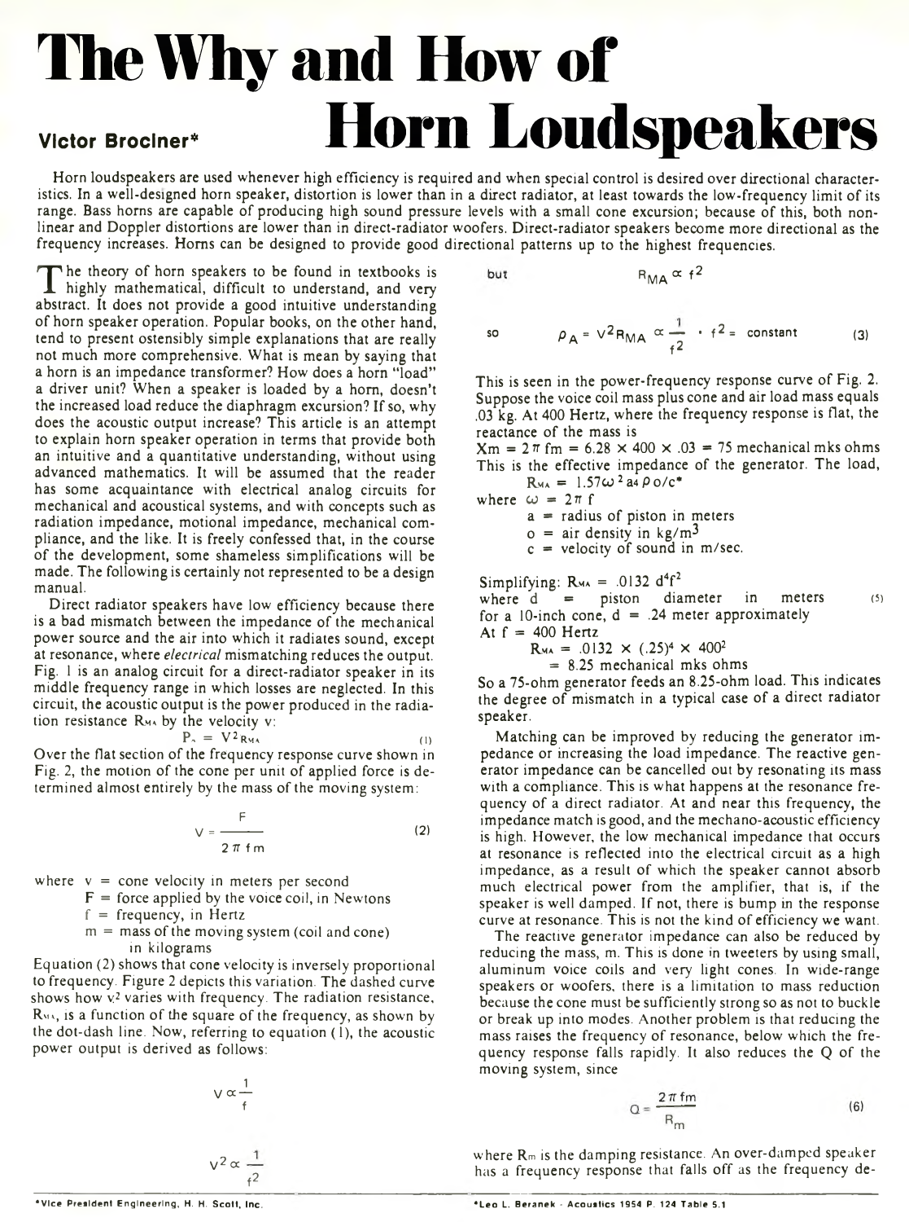# The Why and How of Horn Loudspeakers

**Victor Brociner***

Horn loudspeakers are used whenever high efficiency is required and when special control is desired over directional characteristics. In a well-designed horn speaker, distortion is lower than in a direct radiator, at least towards the low-frequency limit of its range. Bass horns are capable of producing high sound pressure levels with a small cone excursion; because of this, both nonlinear and Doppler distortions are lower than in direct-radiator woofers. Direct-radiator speakers become more directional as the frequency increases. Horns can be designed to provide good directional patterns up to the highest frequencies.

The theory of horn speakers to be found in textbooks is highly mathematical, difficult to understand, and very abstract. It does not provide a good intuitive understanding of horn speaker operation. Popular books, on the other hand, tend to present ostensibly simple explanations that are really not much more comprehensive. What is mean by saying that a horn is an impedance transformer? How does a horn "load" a driver unit? When a speaker is loaded by a horn, doesn't the increased load reduce the diaphragm excursion? If so, why does the acoustic output increase? This article is an attempt to explain horn speaker operation in terms that provide both an intuitive and a quantitative understanding, without using advanced mathematics. It will be assumed that the reader has some acquaintance with electrical analog circuits for mechanical and acoustical systems, and with concepts such as radiation impedance, motional impedance, mechanical compliance, and the like. It is freely confessed that, in the course of the development, some shameless simplifications will be made. The following is certainly not represented to be a design manual.

Direct radiator speakers have low efficiency because there is a bad mismatch between the impedance of the mechanical power source and the air into which it radiates sound, except at resonance, where *electrical* mismatching reduces the output. Fig. 1 is an analog circuit for a direct-radiator speaker in its middle frequency range in which losses are neglected. In this circuit, the acoustic output is the power produced in the radiation resistance $R_{MA}$ by the velocity v:

$$P_A = V^2 R_{MA} \qquad (1)$$

Over the flat section of the frequency response curve shown in Fig. 2, the motion of the cone per unit of applied force is determined almost entirely by the mass of the moving system:

$$V = \frac{F}{2\pi f m} \qquad (2)$$

where v = cone velocity in meters per second
F = force applied by the voice coil, in Newtons
f = frequency, in Hertz
m = mass of the moving system (coil and cone) in kilograms

Equation (2) shows that cone velocity is inversely proportional to frequency. Figure 2 depicts this variation. The dashed curve shows how $v^2$ varies with frequency. The radiation resistance, $R_{MA}$, is a function of the square of the frequency, as shown by the dot-dash line. Now, referring to equation (1), the acoustic power output is derived as follows:

$$V \propto \frac{1}{f}$$

$$V^2 \propto \frac{1}{f^2}$$

but

$$R_{MA} \propto f^2$$

so

$$\rho_A = V^2 R_{MA} \propto \frac{1}{f^2} \cdot f^2 = \text{constant} \qquad (3)$$

This is seen in the power-frequency response curve of Fig. 2. Suppose the voice coil mass plus cone and air load mass equals .03 kg. At 400 Hertz, where the frequency response is flat, the reactance of the mass is

$Xm = 2\pi fm = 6.28 \times 400 \times .03 = 75$ mechanical mks ohms

This is the effective impedance of the generator. The load,

$R_{MA} = 1.57\omega^2 a^4 \rho o/c$*

where $\omega = 2\pi f$
a = radius of piston in meters
o = air density in kg/m$^3$
c = velocity of sound in m/sec.

Simplifying: $R_{MA} = .0132\ d^4 f^2$
where d = piston diameter in meters (5)
for a 10-inch cone, d = .24 meter approximately
At f = 400 Hertz

$R_{MA} = .0132 \times (.25)^4 \times 400^2$
$= 8.25$ mechanical mks ohms

So a 75-ohm generator feeds an 8.25-ohm load. This indicates the degree of mismatch in a typical case of a direct radiator speaker.

Matching can be improved by reducing the generator impedance or increasing the load impedance. The reactive generator impedance can be cancelled out by resonating its mass with a compliance. This is what happens at the resonance frequency of a direct radiator. At and near this frequency, the impedance match is good, and the mechano-acoustic efficiency is high. However, the low mechanical impedance that occurs at resonance is reflected into the electrical circuit as a high impedance, as a result of which the speaker cannot absorb much electrical power from the amplifier, that is, if the speaker is well damped. If not, there is bump in the response curve at resonance. This is not the kind of efficiency we want.

The reactive generator impedance can also be reduced by reducing the mass, m. This is done in tweeters by using small, aluminum voice coils and very light cones. In wide-range speakers or woofers, there is a limitation to mass reduction because the cone must be sufficiently strong so as not to buckle or break up into modes. Another problem is that reducing the mass raises the frequency of resonance, below which the frequency response falls rapidly. It also reduces the Q of the moving system, since

$$Q = \frac{2\pi fm}{R_m} \qquad (6)$$

where $R_m$ is the damping resistance. An over-damped speaker has a frequency response that falls off as the frequency de-

*Vice President Engineering, H. H. Scott, Inc.

*Leo L. Beranek - Acoustics 1954 P. 124 Table 5.1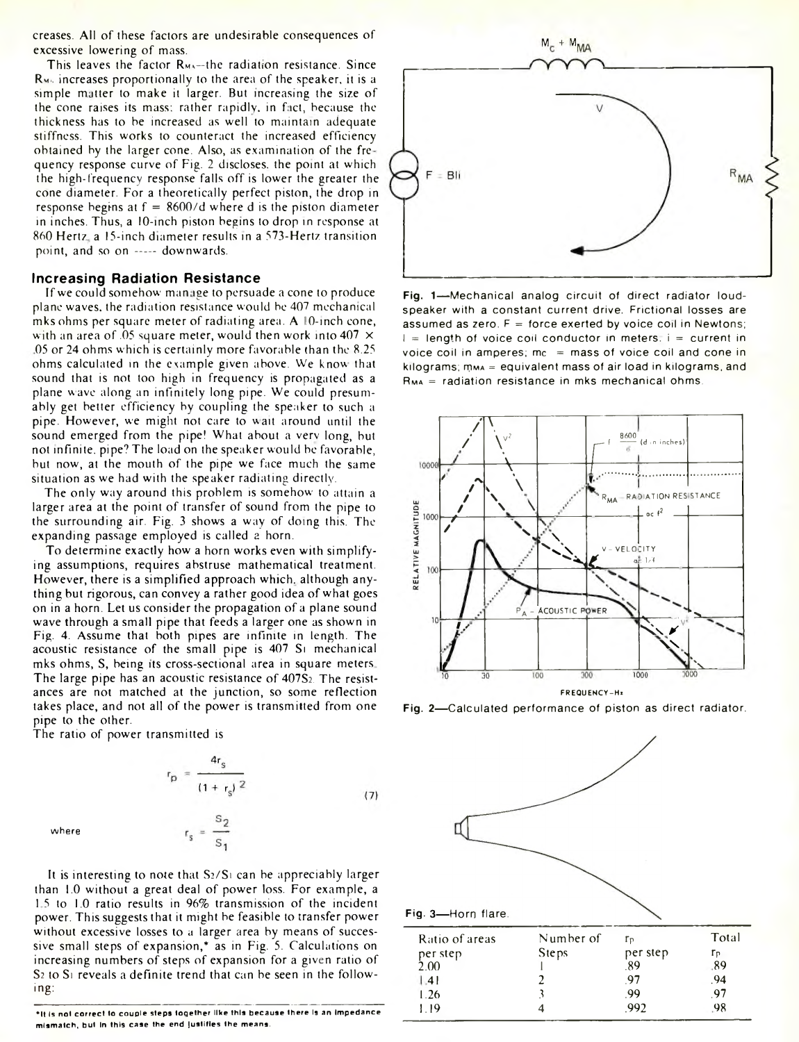creases. All of these factors are undesirable consequences of excessive lowering of mass.

This leaves the factor $R_{MA}$—the radiation resistance. Since $R_{MA}$ increases proportionally to the area of the speaker, it is a simple matter to make it larger. But increasing the size of the cone raises its mass: rather rapidly, in fact, because the thickness has to be increased as well to maintain adequate stiffness. This works to counteract the increased efficiency obtained by the larger cone. Also, as examination of the frequency response curve of Fig. 2 discloses, the point at which the high-frequency response falls off is lower the greater the cone diameter. For a theoretically perfect piston, the drop in response begins at f = 8600/d where d is the piston diameter in inches. Thus, a 10-inch piston begins to drop in response at 860 Hertz, a 15-inch diameter results in a 573-Hertz transition point, and so on ----- downwards.

## Increasing Radiation Resistance

If we could somehow manage to persuade a cone to produce plane waves, the radiation resistance would be 407 mechanical mks ohms per square meter of radiating area. A 10-inch cone, with an area of .05 square meter, would then work into 407 × .05 or 24 ohms which is certainly more favorable than the 8.25 ohms calculated in the example given above. We know that sound that is not too high in frequency is propagated as a plane wave along an infinitely long pipe. We could presumably get better efficiency by coupling the speaker to such a pipe. However, we might not care to wait around until the sound emerged from the pipe! What about a very long, but not infinite, pipe? The load on the speaker would be favorable, but now, at the mouth of the pipe we face much the same situation as we had with the speaker radiating directly.

The only way around this problem is somehow to attain a larger area at the point of transfer of sound from the pipe to the surrounding air. Fig. 3 shows a way of doing this. The expanding passage employed is called a horn.

To determine exactly how a horn works even with simplifying assumptions, requires abstruse mathematical treatment. However, there is a simplified approach which, although anything but rigorous, can convey a rather good idea of what goes on in a horn. Let us consider the propagation of a plane sound wave through a small pipe that feeds a larger one as shown in Fig. 4. Assume that both pipes are infinite in length. The acoustic resistance of the small pipe is 407 $S_1$ mechanical mks ohms, $S_1$ being its cross-sectional area in square meters. The large pipe has an acoustic resistance of $407S_2$. The resistances are not matched at the junction, so some reflection takes place, and not all of the power is transmitted from one pipe to the other.

The ratio of power transmitted is

$$r_p = \frac{4r_s}{(1 + r_s)^2} \qquad (7)$$

where

$$r_s = \frac{S_2}{S_1}$$

It is interesting to note that $S_2/S_1$ can be appreciably larger than 1.0 without a great deal of power loss. For example, a 1.5 to 1.0 ratio results in 96% transmission of the incident power. This suggests that it might be feasible to transfer power without excessive losses to a larger area by means of successive small steps of expansion,* as in Fig. 5. Calculations on increasing numbers of steps of expansion for a given ratio of $S_2$ to $S_1$ reveals a definite trend that can be seen in the following:

| Ratio of areas per step | Number of Steps | $r_p$ per step | Total $r_p$ |
|---|---|---|---|
| 2.00 | 1 | .89 | .89 |
| 1.41 | 2 | .97 | .94 |
| 1.26 | 3 | .99 | .97 |
| 1.19 | 4 | .992 | .98 |

*It is not correct to couple steps together like this because there is an impedance mismatch, but in this case the end justifies the means.

Fig. 1—Mechanical analog circuit of direct radiator loudspeaker with a constant current drive. Frictional losses are assumed as zero. F = force exerted by voice coil in Newtons; l = length of voice coil conductor in meters; i = current in voice coil in amperes; $m_C$ = mass of voice coil and cone in kilograms; $m_{MA}$ = equivalent mass of air load in kilograms, and $R_{MA}$ = radiation resistance in mks mechanical ohms.

Fig. 2—Calculated performance of piston as direct radiator.

Fig. 3—Horn flare.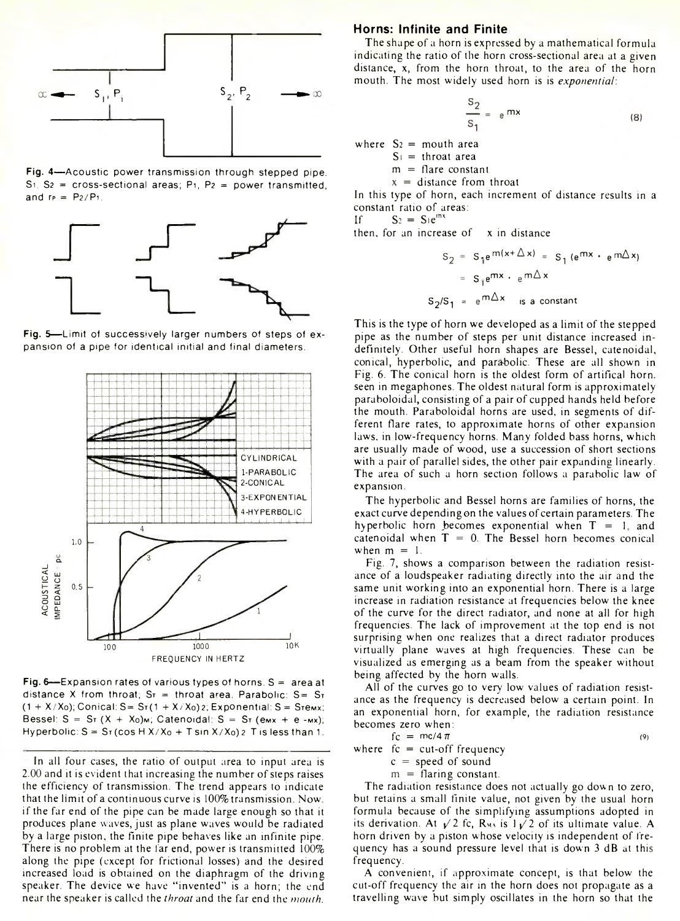Fig. 4—Acoustic power transmission through stepped pipe. $S_1$, $S_2$ = cross-sectional areas; $P_1$, $P_2$ = power transmitted, and $r_P = P_2/P_1$.

Fig. 5—Limit of successively larger numbers of steps of expansion of a pipe for identical initial and final diameters.

Fig. 6—Expansion rates of various types of horns. S = area at distance X from throat; $S_T$ = throat area. Parabolic: $S = S_T(1 + X/X_0)$; Conical: $S = S_T(1 + X/X_0)^2$; Exponential: $S = S_T e^{mx}$; Bessel: $S = S_T(X + X_0)^M$; Catenoidal: $S = S_T(e^{mx} + e^{-mx})$; Hyperbolic: $S = S_T(\cos H X/X_0 + T \sin X/X_0)^2$ T is less than 1.

In all four cases, the ratio of output area to input area is 2.00 and it is evident that increasing the number of steps raises the efficiency of transmission. The trend appears to indicate that the limit of a continuous curve is 100% transmission. Now, if the far end of the pipe can be made large enough so that it produces plane waves, just as plane waves would be radiated by a large piston, the finite pipe behaves like an infinite pipe. There is no problem at the far end, power is transmitted 100% along the pipe (except for frictional losses) and the desired increased load is obtained on the diaphragm of the driving speaker. The device we have "invented" is a horn; the end near the speaker is called the *throat* and the far end the *mouth*.

## Horns: Infinite and Finite

The shape of a horn is expressed by a mathematical formula indicating the ratio of the horn cross-sectional area at a given distance, x, from the horn throat, to the area of the horn mouth. The most widely used horn is is *exponential*:

$$\frac{S_2}{S_1} = e^{mx} \tag{8}$$

where $S_2$ = mouth area
$S_1$ = throat area
m = flare constant
x = distance from throat

In this type of horn, each increment of distance results in a constant ratio of areas:

If $S_2 = S_1 e^{mx}$

then, for an increase of x in distance

$$S_2 = S_1 e^{m(x+\Delta x)} = S_1 (e^{mx} \cdot e^{m\Delta x})$$

$$= S_1 e^{mx} \cdot e^{m\Delta x}$$

$$S_2/S_1 = e^{m\Delta x} \quad \text{is a constant}$$

This is the type of horn we developed as a limit of the stepped pipe as the number of steps per unit distance increased indefinitely. Other useful horn shapes are Bessel, catenoidal, conical, hyperbolic, and parabolic. These are all shown in Fig. 6. The conical horn is the oldest form of artifical horn, seen in megaphones. The oldest natural form is approximately paraboloidal, consisting of a pair of cupped hands held before the mouth. Paraboloidal horns are used, in segments of different flare rates, to approximate horns of other expansion laws, in low-frequency horns. Many folded bass horns, which are usually made of wood, use a succession of short sections with a pair of parallel sides, the other pair expanding linearly. The area of such a horn section follows a parabolic law of expansion.

The hyperbolic and Bessel horns are families of horns, the exact curve depending on the values of certain parameters. The hyperbolic horn becomes exponential when T = 1, and catenoidal when T = 0. The Bessel horn becomes conical when m = 1.

Fig. 7, shows a comparison between the radiation resistance of a loudspeaker radiating directly into the air and the same unit working into an exponential horn. There is a large increase in radiation resistance at frequencies below the knee of the curve for the direct radiator, and none at all for high frequencies. The lack of improvement at the top end is not surprising when one realizes that a direct radiator produces virtually plane waves at high frequencies. These can be visualized as emerging as a beam from the speaker without being affected by the horn walls.

All of the curves go to very low values of radiation resistance as the frequency is decreased below a certain point. In an exponential horn, for example, the radiation resistance becomes zero when:

$$f_c = mc/4\pi \tag{9}$$

where $f_c$ = cut-off frequency
c = speed of sound
m = flaring constant.

The radiation resistance does not actually go down to zero, but retains a small finite value, not given by the usual horn formula because of the simplifying assumptions adopted in its derivation. At $\sqrt{2}\,f_c$, $R_{MA}$ is $1/\sqrt{2}$ of its ultimate value. A horn driven by a piston whose velocity is independent of frequency has a sound pressure level that is down 3 dB at this frequency.

A convenient, if approximate concept, is that below the cut-off frequency the air in the horn does not propagate as a travelling wave but simply oscillates in the horn so that the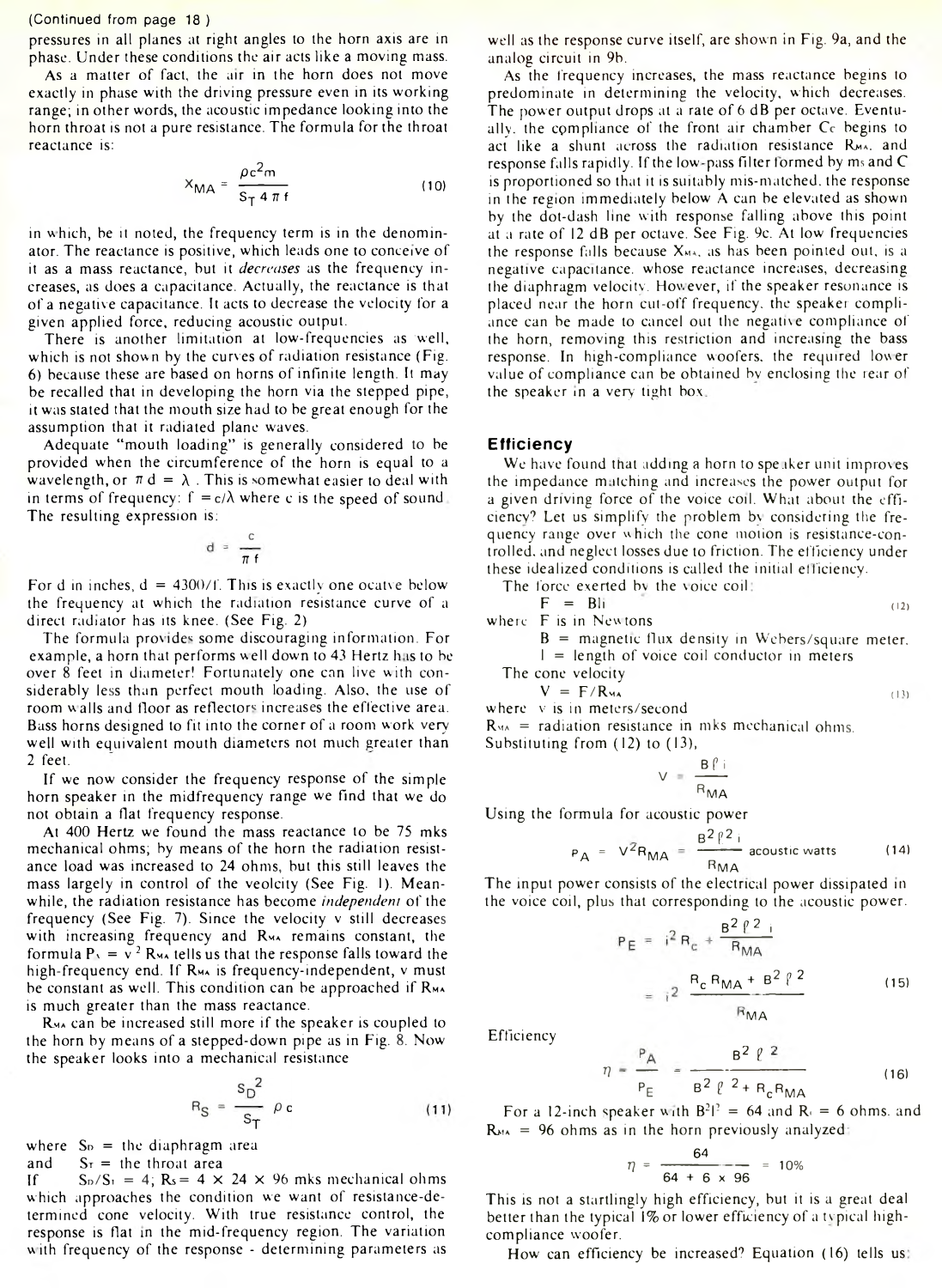(Continued from page 18)

pressures in all planes at right angles to the horn axis are in phase. Under these conditions the air acts like a moving mass.

As a matter of fact, the air in the horn does not move exactly in phase with the driving pressure even in its working range; in other words, the acoustic impedance looking into the horn throat is not a pure resistance. The formula for the throat reactance is:

$$X_{MA} = \frac{\rho c^2 m}{S_T 4 \pi f} \qquad (10)$$

in which, be it noted, the frequency term is in the denominator. The reactance is positive, which leads one to conceive of it as a mass reactance, but it *decreases* as the frequency increases, as does a capacitance. Actually, the reactance is that of a negative capacitance. It acts to decrease the velocity for a given applied force, reducing acoustic output.

There is another limitation at low-frequencies as well, which is not shown by the curves of radiation resistance (Fig. 6) because these are based on horns of infinite length. It may be recalled that in developing the horn via the stepped pipe, it was stated that the mouth size had to be great enough for the assumption that it radiated plane waves.

Adequate "mouth loading" is generally considered to be provided when the circumference of the horn is equal to a wavelength, or $\pi d = \lambda$. This is somewhat easier to deal with in terms of frequency: $f = c/\lambda$ where c is the speed of sound. The resulting expression is:

$$d = \frac{c}{\pi f}$$

For d in inches, d = 4300/f. This is exactly one ocatve below the frequency at which the radiation resistance curve of a direct radiator has its knee. (See Fig. 2)

The formula provides some discouraging information. For example, a horn that performs well down to 43 Hertz has to be over 8 feet in diameter! Fortunately one can live with considerably less than perfect mouth loading. Also, the use of room walls and floor as reflectors increases the effective area. Bass horns designed to fit into the corner of a room work very well with equivalent mouth diameters not much greater than 2 feet.

If we now consider the frequency response of the simple horn speaker in the midfrequency range we find that we do not obtain a flat frequency response.

At 400 Hertz we found the mass reactance to be 75 mks mechanical ohms; by means of the horn the radiation resistance load was increased to 24 ohms, but this still leaves the mass largely in control of the veolcity (See Fig. 1). Meanwhile, the radiation resistance has become *independent* of the frequency (See Fig. 7). Since the velocity v still decreases with increasing frequency and $R_{MA}$ remains constant, the formula $P_A = v^2 R_{MA}$ tells us that the response falls toward the high-frequency end. If $R_{MA}$ is frequency-independent, v must be constant as well. This condition can be approached if $R_{MA}$ is much greater than the mass reactance.

$R_{MA}$ can be increased still more if the speaker is coupled to the horn by means of a stepped-down pipe as in Fig. 8. Now the speaker looks into a mechanical resistance

$$R_S = \frac{S_D^2}{S_T} \rho c \qquad (11)$$

where $S_D$ = the diaphragm area
and $S_T$ = the throat area
If $S_D/S_T = 4$; $R_S = 4 \times 24 \times 96$ mks mechanical ohms which approaches the condition we want of resistance-determined cone velocity. With true resistance control, the response is flat in the mid-frequency region. The variation with frequency of the response - determining parameters as well as the response curve itself, are shown in Fig. 9a, and the analog circuit in 9b.

As the frequency increases, the mass reactance begins to predominate in determining the velocity, which decreases. The power output drops at a rate of 6 dB per octave. Eventually, the compliance of the front air chamber $C_C$ begins to act like a shunt across the radiation resistance $R_{MA}$, and response falls rapidly. If the low-pass filter formed by $m_S$ and C is proportioned so that it is suitably mis-matched, the response in the region immediately below A can be elevated as shown by the dot-dash line with response falling above this point at a rate of 12 dB per octave. See Fig. 9c. At low frequencies the response falls because $X_{MA}$, as has been pointed out, is a negative capacitance, whose reactance increases, decreasing the diaphragm velocity. However, if the speaker resonance is placed near the horn cut-off frequency, the speaker compliance can be made to cancel out the negative compliance of the horn, removing this restriction and increasing the bass response. In high-compliance woofers, the required lower value of compliance can be obtained by enclosing the rear of the speaker in a very tight box.

## Efficiency

We have found that adding a horn to speaker unit improves the impedance matching and increases the power output for a given driving force of the voice coil. What about the efficiency? Let us simplify the problem by considering the frequency range over which the cone motion is resistance-controlled, and neglect losses due to friction. The efficiency under these idealized conditions is called the initial efficiency.

The force exerted by the voice coil:

$$F = Bli \qquad (12)$$

where F is in Newtons
B = magnetic flux density in Webers/square meter.
l = length of voice coil conductor in meters

The cone velocity

$$V = F/R_{MA} \qquad (13)$$

where v is in meters/second
$R_{MA}$ = radiation resistance in mks mechanical ohms.
Substituting from (12) to (13),

$$V = \frac{B \ell i}{R_{MA}}$$

Using the formula for acoustic power

$$P_A = V^2 R_{MA} = \frac{B^2 \ell^2 i}{R_{MA}} \text{ acoustic watts} \qquad (14)$$

The input power consists of the electrical power dissipated in the voice coil, plus that corresponding to the acoustic power.

$$P_E = i^2 R_c + \frac{B^2 \ell^2 i}{R_{MA}}$$

$$= i^2 \frac{R_c R_{MA} + B^2 \ell^2}{R_{MA}} \qquad (15)$$

Efficiency

$$\eta = \frac{P_A}{P_E} = \frac{B^2 \ell^2}{B^2 \ell^2 + R_c R_{MA}} \qquad (16)$$

For a 12-inch speaker with $B^2 l^2 = 64$ and $R_c = 6$ ohms, and $R_{MA} = 96$ ohms as in the horn previously analyzed:

$$\eta = \frac{64}{64 + 6 \times 96} = 10\%$$

This is not a startlingly high efficiency, but it is a great deal better than the typical 1% or lower efficiency of a typical high-compliance woofer.

How can efficiency be increased? Equation (16) tells us: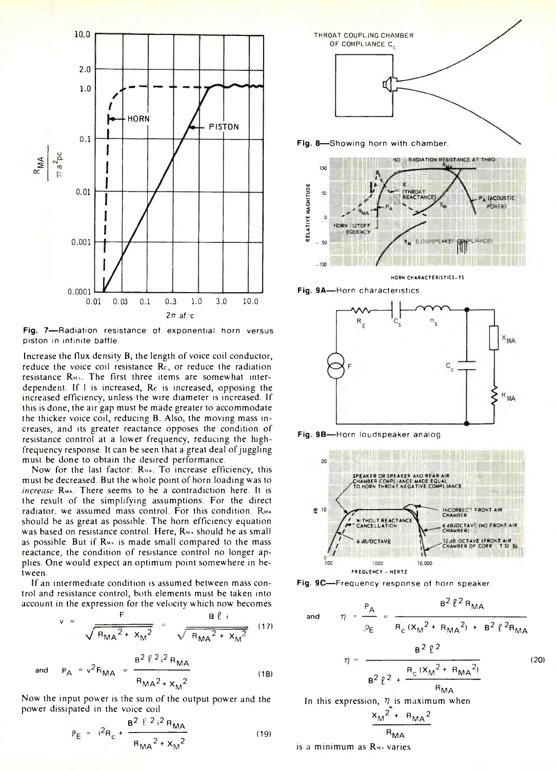Fig. 7—Radiation resistance of exponential horn versus piston in infinite baffle.

Increase the flux density B, the length of voice coil conductor, reduce the voice coil resistance $R_C$, or reduce the radiation resistance $R_{MA}$. The first three items are somewhat interdependent. If l is increased, $R_C$ is increased, opposing the increased efficiency, unless the wire diameter is increased. If this is done, the air gap must be made greater to accommodate the thicker voice coil, reducing B. Also, the moving mass increases, and its greater reactance opposes the condition of resistance control at a lower frequency, reducing the high-frequency response. It can be seen that a great deal of juggling must be done to obtain the desired performance.

Now for the last factor: $R_{MA}$. To increase efficiency, this must be decreased. But the whole point of horn loading was to *increase* $R_{MA}$. There seems to be a contradiction here. It is the result of the simplifying assumptions. For the direct radiator, we assumed mass control. For this condition, $R_{MA}$ should be as great as possible. The horn efficiency equation was based on resistance control. Here, $R_{MA}$ should be as small as possible. But if $R_{MA}$ is made small compared to the mass reactance, the condition of resistance control no longer applies. One would expect an optimum point somewhere in between.

If an intermediate condition is assumed between mass control and resistance control, both elements must be taken into account in the expression for the velocity which now becomes

$$v = \frac{F}{\sqrt{R_{MA}^2 + X_M^2}} = \frac{B\ell i}{\sqrt{R_{MA}^2 + X_M^2}} \tag{17}$$

and

$$P_A = v^2 R_{MA} = \frac{B^2 \ell^2 i^2 R_{MA}}{R_{MA}^2 + X_M^2} \tag{18}$$

Now the input power is the sum of the output power and the power dissipated in the voice coil

$$P_E = i^2 R_c + \frac{B^2 \ell^2 i^2 R_{MA}}{R_{MA}^2 + X_M^2} \tag{19}$$

Fig. 8—Showing horn with chamber.

Fig. 9A—Horn characteristics.

Fig. 9B—Horn loudspeaker analog.

Fig. 9C—Frequency response of horn speaker.

and

$$\eta = \frac{P_A}{P_E} = \frac{B^2 \ell^2 R_{MA}}{R_c (X_M^2 + R_{MA}^2) + B^2 \ell^2 R_{MA}}$$

$$\eta = \frac{B^2 \ell^2}{B^2 \ell^2 + \dfrac{R_c (X_M^2 + R_{MA}^2)}{R_{MA}}} \tag{20}$$

In this expression, $\eta$ is maximum when

$$\frac{X_M^2 + R_{MA}^2}{R_{MA}}$$

is a minimum as $R_{MA}$ varies.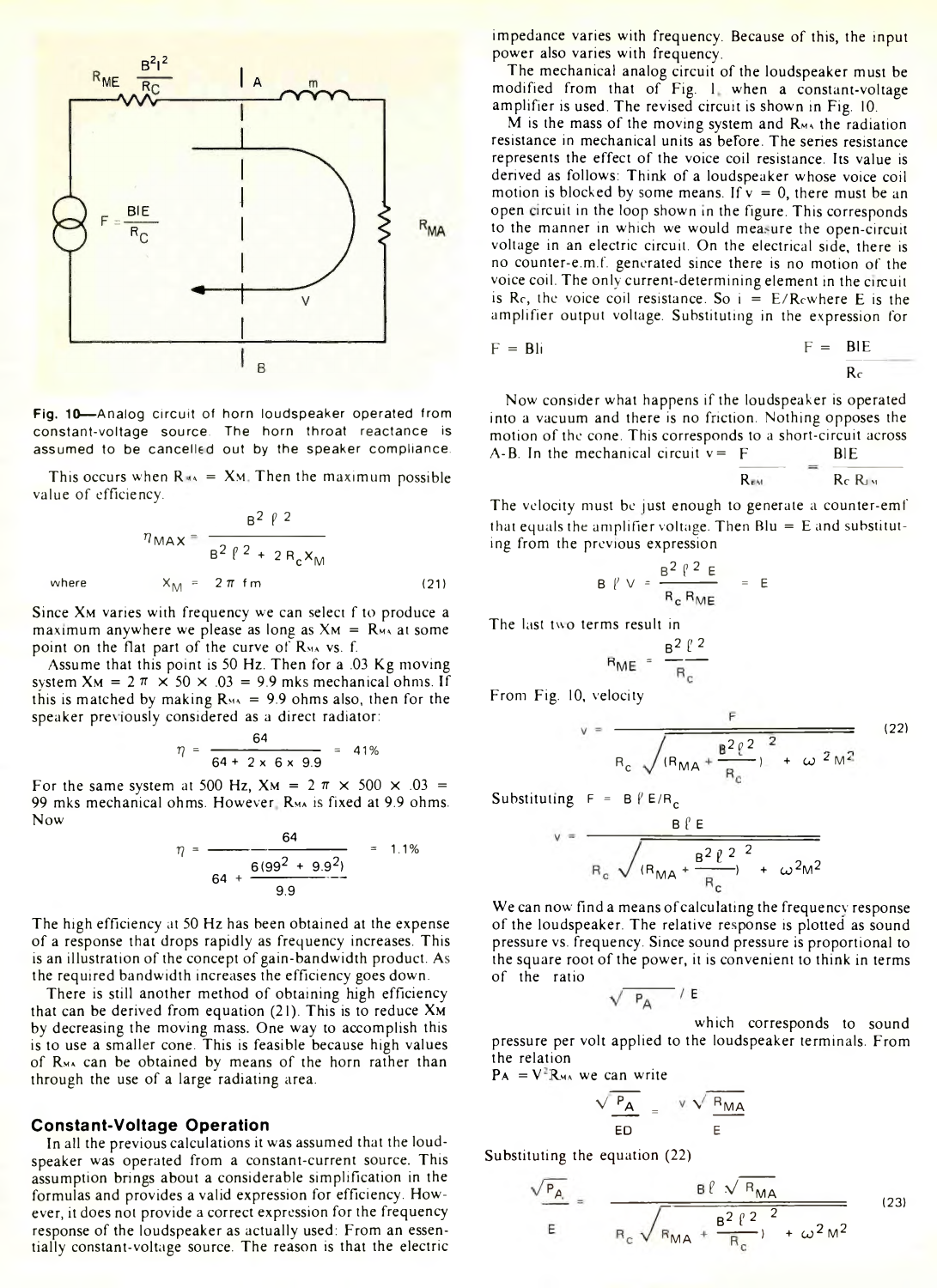Fig. 10—Analog circuit of horn loudspeaker operated from constant-voltage source. The horn throat reactance is assumed to be cancelled out by the speaker compliance.

This occurs when $R_{MA} = X_M$. Then the maximum possible value of efficiency.

$$\eta_{MAX} = \frac{B^2 \ell^2}{B^2 \ell^2 + 2 R_c X_M}$$

where $X_M = 2\pi f m$ (21)

Since $X_M$ varies with frequency we can select f to produce a maximum anywhere we please as long as $X_M = R_{MA}$ at some point on the flat part of the curve of $R_{MA}$ vs. f.

Assume that this point is 50 Hz. Then for a .03 Kg moving system $X_M = 2\pi \times 50 \times .03 = 9.9$ mks mechanical ohms. If this is matched by making $R_{MA} = 9.9$ ohms also, then for the speaker previously considered as a direct radiator:

$$\eta = \frac{64}{64 + 2 \times 6 \times 9.9} = 41\%$$

For the same system at 500 Hz, $X_M = 2\pi \times 500 \times .03 = 99$ mks mechanical ohms. However, $R_{MA}$ is fixed at 9.9 ohms. Now

$$\eta = \frac{64}{64 + \frac{6(99^2 + 9.9^2)}{9.9}} = 1.1\%$$

The high efficiency at 50 Hz has been obtained at the expense of a response that drops rapidly as frequency increases. This is an illustration of the concept of gain-bandwidth product. As the required bandwidth increases the efficiency goes down.

There is still another method of obtaining high efficiency that can be derived from equation (21). This is to reduce $X_M$ by decreasing the moving mass. One way to accomplish this is to use a smaller cone. This is feasible because high values of $R_{MA}$ can be obtained by means of the horn rather than through the use of a large radiating area.

## Constant-Voltage Operation

In all the previous calculations it was assumed that the loudspeaker was operated from a constant-current source. This assumption brings about a considerable simplification in the formulas and provides a valid expression for efficiency. However, it does not provide a correct expression for the frequency response of the loudspeaker as actually used: From an essentially constant-voltage source. The reason is that the electric impedance varies with frequency. Because of this, the input power also varies with frequency.

The mechanical analog circuit of the loudspeaker must be modified from that of Fig. 1, when a constant-voltage amplifier is used. The revised circuit is shown in Fig. 10.

M is the mass of the moving system and $R_{MA}$ the radiation resistance in mechanical units as before. The series resistance represents the effect of the voice coil resistance. Its value is derived as follows: Think of a loudspeaker whose voice coil motion is blocked by some means. If v = 0, there must be an open circuit in the loop shown in the figure. This corresponds to the manner in which we would measure the open-circuit voltage in an electric circuit. On the electrical side, there is no counter-e.m.f. generated since there is no motion of the voice coil. The only current-determining element in the circuit is $R_c$, the voice coil resistance. So $i = E/R_c$ where E is the amplifier output voltage. Substituting in the expression for

$$F = Bli \qquad F = \frac{BlE}{R_c}$$

Now consider what happens if the loudspeaker is operated into a vacuum and there is no friction. Nothing opposes the motion of the cone. This corresponds to a short-circuit across A-B. In the mechanical circuit $v = \frac{F}{R_{EM}} = \frac{BlE}{R_c R_{EM}}$

The velocity must be just enough to generate a counter-emf that equals the amplifier voltage. Then $Blu = E$ and substituting from the previous expression

$$B \ell v = \frac{B^2 \ell^2 E}{R_c R_{ME}} = E$$

The last two terms result in

$$R_{ME} = \frac{B^2 \ell^2}{R_c}$$

From Fig. 10, velocity

$$v = \frac{F}{R_c \sqrt{\left(R_{MA} + \frac{B^2 \ell^2}{R_c}\right)^2 + \omega^2 M^2}} \quad (22)$$

Substituting $F = B \ell E / R_c$

$$v = \frac{B \ell E}{R_c \sqrt{\left(R_{MA} + \frac{B^2 \ell^2}{R_c}\right)^2 + \omega^2 M^2}}$$

We can now find a means of calculating the frequency response of the loudspeaker. The relative response is plotted as sound pressure vs. frequency. Since sound pressure is proportional to the square root of the power, it is convenient to think in terms of the ratio

$$\sqrt{P_A} / E$$

which corresponds to sound pressure per volt applied to the loudspeaker terminals. From the relation

$P_A = V^2 R_{MA}$ we can write

$$\frac{\sqrt{P_A}}{ED} = \frac{v\sqrt{R_{MA}}}{E}$$

Substituting the equation (22)

$$\frac{\sqrt{P_A}}{E} = \frac{B \ell \sqrt{R_{MA}}}{R_c \sqrt{\left(R_{MA} + \frac{B^2 \ell^2}{R_c}\right)^2 + \omega^2 M^2}} \quad (23)$$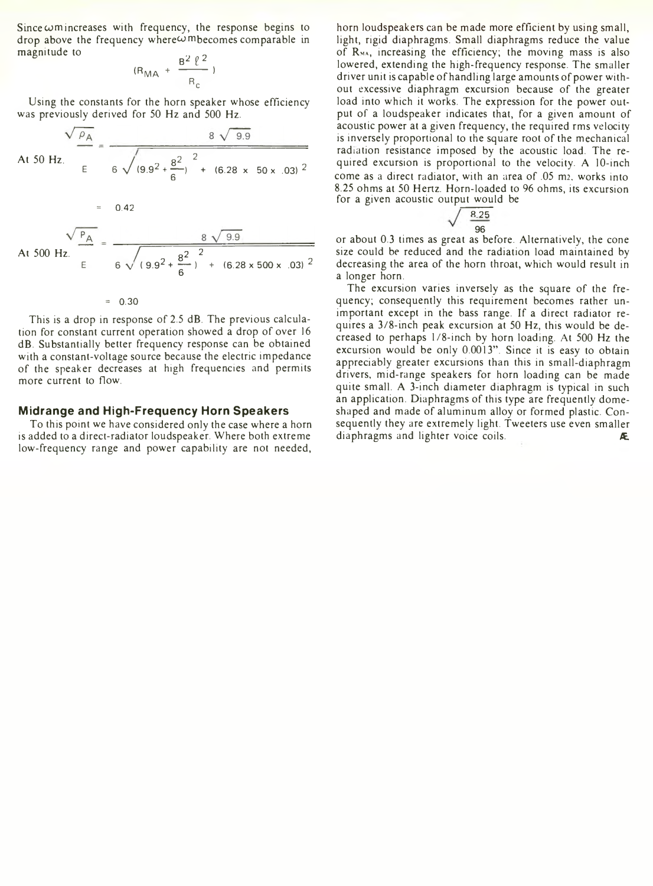Since $\omega m$ increases with frequency, the response begins to drop above the frequency where $\omega m$ becomes comparable in magnitude to

$$\left(R_{MA} + \frac{B^2 \ell^2}{R_c}\right)$$

Using the constants for the horn speaker whose efficiency was previously derived for 50 Hz and 500 Hz.

At 50 Hz.

$$\frac{\sqrt{P_A}}{E} = \frac{8\sqrt{9.9}}{6\sqrt{\left(9.9^2 + \frac{8^2}{6}\right)^2 + (6.28 \times 50 \times .03)^2}}$$

$$= 0.42$$

At 500 Hz.

$$\frac{\sqrt{P_A}}{E} = \frac{8\sqrt{9.9}}{6\sqrt{\left(9.9^2 + \frac{8^2}{6}\right)^2 + (6.28 \times 500 \times .03)^2}}$$

$$= 0.30$$

This is a drop in response of 2.5 dB. The previous calculation for constant current operation showed a drop of over 16 dB. Substantially better frequency response can be obtained with a constant-voltage source because the electric impedance of the speaker decreases at high frequencies and permits more current to flow.

## Midrange and High-Frequency Horn Speakers

To this point we have considered only the case where a horn is added to a direct-radiator loudspeaker. Where both extreme low-frequency range and power capability are not needed, horn loudspeakers can be made more efficient by using small, light, rigid diaphragms. Small diaphragms reduce the value of $R_{MA}$, increasing the efficiency; the moving mass is also lowered, extending the high-frequency response. The smaller driver unit is capable of handling large amounts of power without excessive diaphragm excursion because of the greater load into which it works. The expression for the power output of a loudspeaker indicates that, for a given amount of acoustic power at a given frequency, the required rms velocity is inversely proportional to the square root of the mechanical radiation resistance imposed by the acoustic load. The required excursion is proportional to the velocity. A 10-inch come as a direct radiator, with an area of .05 $m^2$, works into 8.25 ohms at 50 Hertz. Horn-loaded to 96 ohms, its excursion for a given acoustic output would be

$$\sqrt{\frac{8.25}{96}}$$

or about 0.3 times as great as before. Alternatively, the cone size could be reduced and the radiation load maintained by decreasing the area of the horn throat, which would result in a longer horn.

The excursion varies inversely as the square of the frequency; consequently this requirement becomes rather unimportant except in the bass range. If a direct radiator requires a 3/8-inch peak excursion at 50 Hz, this would be decreased to perhaps 1/8-inch by horn loading. At 500 Hz the excursion would be only 0.0013". Since it is easy to obtain appreciably greater excursions than this in small-diaphragm drivers, mid-range speakers for horn loading can be made quite small. A 3-inch diameter diaphragm is typical in such an application. Diaphragms of this type are frequently dome-shaped and made of aluminum alloy or formed plastic. Consequently they are extremely light. Tweeters use even smaller diaphragms and lighter voice coils.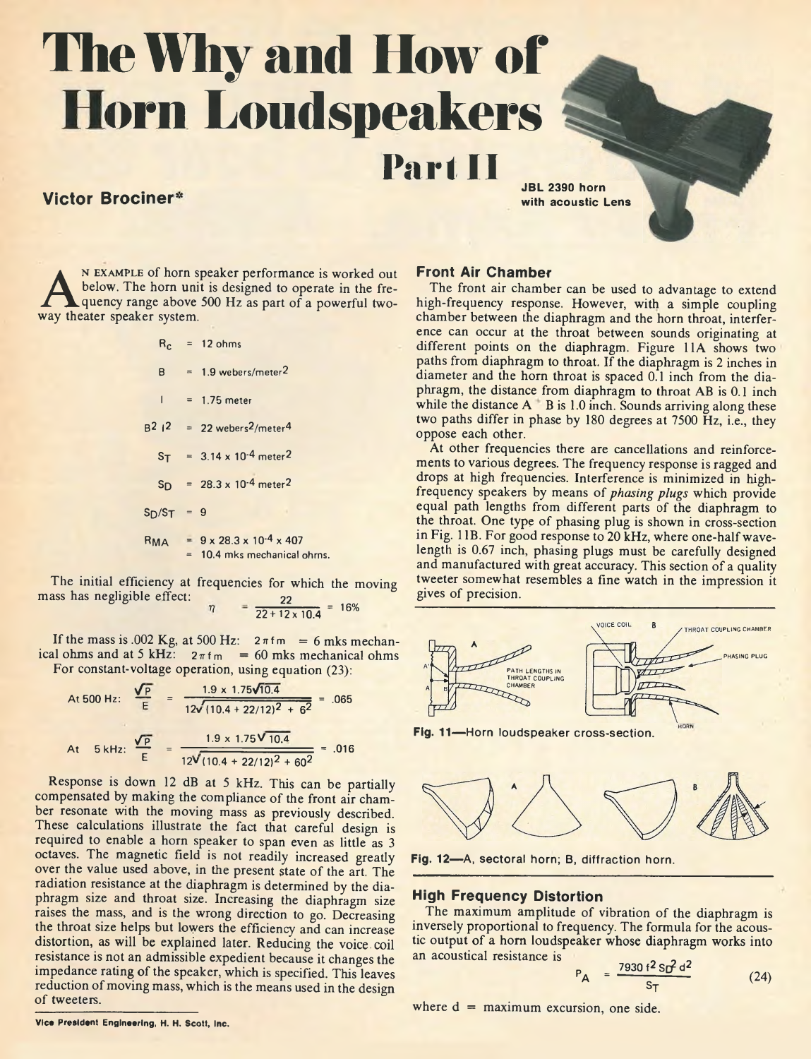# The Why and How of Horn Loudspeakers

## Part II

**Victor Brociner***

JBL 2390 horn with acoustic Lens

An example of horn speaker performance is worked out below. The horn unit is designed to operate in the frequency range above 500 Hz as part of a powerful two-way theater speaker system.

$R_c$ = 12 ohms

$B$ = 1.9 webers/meter$^2$

$l$ = 1.75 meter

$B^2 l^2$ = 22 webers$^2$/meter$^4$

$S_T$ = $3.14 \times 10^{-4}$ meter$^2$

$S_D$ = $28.3 \times 10^{-4}$ meter$^2$

$S_D/S_T$ = 9

$R_{MA}$ = $9 \times 28.3 \times 10^{-4} \times 407$
= 10.4 mks mechanical ohms.

The initial efficiency at frequencies for which the moving mass has negligible effect:

$$\eta = \frac{22}{22 + 12 \times 10.4} = 16\%$$

If the mass is .002 Kg, at 500 Hz: $2\pi f m$ = 6 mks mechanical ohms and at 5 kHz: $2\pi f m$ = 60 mks mechanical ohms

For constant-voltage operation, using equation (23):

$$\text{At 500 Hz:} \quad \frac{\sqrt{P}}{E} = \frac{1.9 \times 1.75\sqrt{10.4}}{12\sqrt{(10.4 + 22/12)^2 + 6^2}} = .065$$

$$\text{At 5 kHz:} \quad \frac{\sqrt{P}}{E} = \frac{1.9 \times 1.75\sqrt{10.4}}{12\sqrt{(10.4 + 22/12)^2 + 60^2}} = .016$$

Response is down 12 dB at 5 kHz. This can be partially compensated by making the compliance of the front air chamber resonate with the moving mass as previously described. These calculations illustrate the fact that careful design is required to enable a horn speaker to span even as little as 3 octaves. The magnetic field is not readily increased greatly over the value used above, in the present state of the art. The radiation resistance at the diaphragm is determined by the diaphragm size and throat size. Increasing the diaphragm size raises the mass, and is the wrong direction to go. Decreasing the throat size helps but lowers the efficiency and can increase distortion, as will be explained later. Reducing the voice coil resistance is not an admissible expedient because it changes the impedance rating of the speaker, which is specified. This leaves reduction of moving mass, which is the means used in the design of tweeters.

### Front Air Chamber

The front air chamber can be used to advantage to extend high-frequency response. However, with a simple coupling chamber between the diaphragm and the horn throat, interference can occur at the throat between sounds originating at different points on the diaphragm. Figure 11A shows two paths from diaphragm to throat. If the diaphragm is 2 inches in diameter and the horn throat is spaced 0.1 inch from the diaphragm, the distance from diaphragm to throat AB is 0.1 inch while the distance A' B is 1.0 inch. Sounds arriving along these two paths differ in phase by 180 degrees at 7500 Hz, i.e., they oppose each other.

At other frequencies there are cancellations and reinforcements to various degrees. The frequency response is ragged and drops at high frequencies. Interference is minimized in high-frequency speakers by means of *phasing plugs* which provide equal path lengths from different parts of the diaphragm to the throat. One type of phasing plug is shown in cross-section in Fig. 11B. For good response to 20 kHz, where one-half wavelength is 0.67 inch, phasing plugs must be carefully designed and manufactured with great accuracy. This section of a quality tweeter somewhat resembles a fine watch in the impression it gives of precision.

A' — A — B — PATH LENGTHS IN THROAT COUPLING CHAMBER — VOICE COIL — B — THROAT COUPLING CHAMBER — PHASING PLUG — HORN

**Fig. 11**—Horn loudspeaker cross-section.

**Fig. 12**—A, sectoral horn; B, diffraction horn.

### High Frequency Distortion

The maximum amplitude of vibration of the diaphragm is inversely proportional to frequency. The formula for the acoustic output of a horn loudspeaker whose diaphragm works into an acoustical resistance is

$$P_A = \frac{7930 f^2 S_D^2 d^2}{S_T} \qquad (24)$$

where d = maximum excursion, one side.

*Vice President Engineering, H. H. Scott, Inc.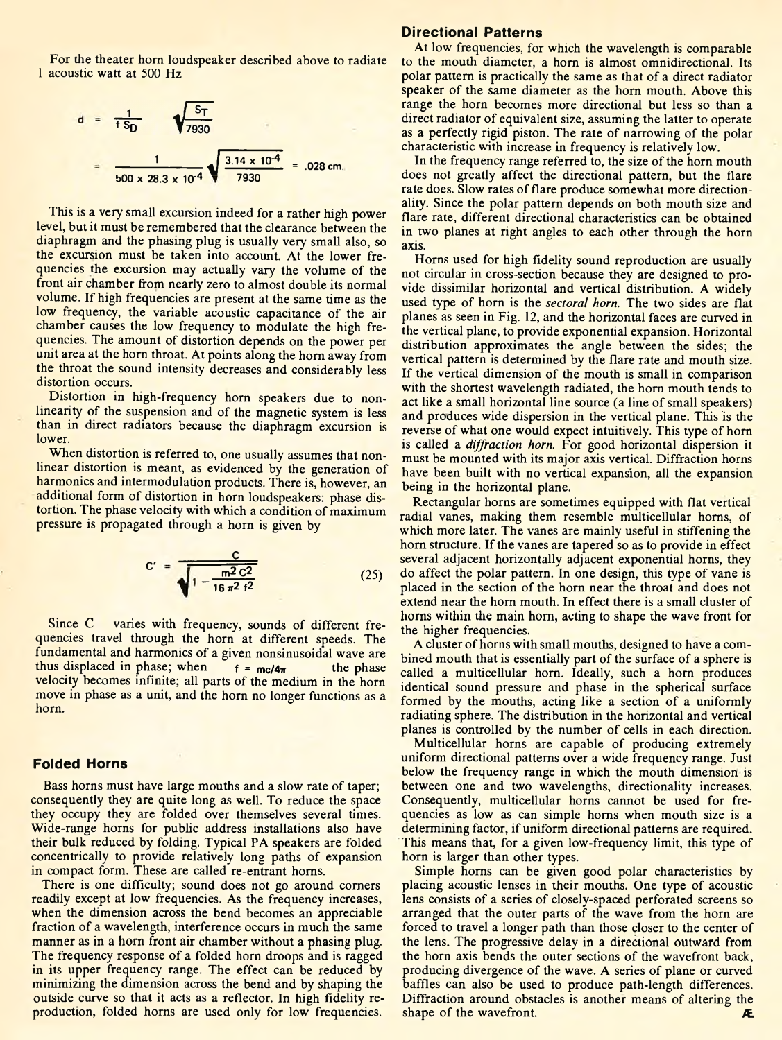For the theater horn loudspeaker described above to radiate 1 acoustic watt at 500 Hz

$$d = \frac{1}{f S_D} \sqrt{\frac{S_T}{7930}}$$

$$= \frac{1}{500 \times 28.3 \times 10^{-4}} \sqrt{\frac{3.14 \times 10^{-4}}{7930}} = .028 \text{ cm.}$$

This is a very small excursion indeed for a rather high power level, but it must be remembered that the clearance between the diaphragm and the phasing plug is usually very small also, so the excursion must be taken into account. At the lower frequencies the excursion may actually vary the volume of the front air chamber from nearly zero to almost double its normal volume. If high frequencies are present at the same time as the low frequency, the variable acoustic capacitance of the air chamber causes the low frequency to modulate the high frequencies. The amount of distortion depends on the power per unit area at the horn throat. At points along the horn away from the throat the sound intensity decreases and considerably less distortion occurs.

Distortion in high-frequency horn speakers due to nonlinearity of the suspension and of the magnetic system is less than in direct radiators because the diaphragm excursion is lower.

When distortion is referred to, one usually assumes that nonlinear distortion is meant, as evidenced by the generation of harmonics and intermodulation products. There is, however, an additional form of distortion in horn loudspeakers: phase distortion. The phase velocity with which a condition of maximum pressure is propagated through a horn is given by

$$C' = \frac{C}{\sqrt{1 - \frac{m^2 C^2}{16 \pi^2 f^2}}} \qquad (25)$$

Since $C'$ varies with frequency, sounds of different frequencies travel through the horn at different speeds. The fundamental and harmonics of a given nonsinusoidal wave are thus displaced in phase; when $f = mc/4\pi$ the phase velocity becomes infinite; all parts of the medium in the horn move in phase as a unit, and the horn no longer functions as a horn.

## Folded Horns

Bass horns must have large mouths and a slow rate of taper; consequently they are quite long as well. To reduce the space they occupy they are folded over themselves several times. Wide-range horns for public address installations also have their bulk reduced by folding. Typical PA speakers are folded concentrically to provide relatively long paths of expansion in compact form. These are called re-entrant horns.

There is one difficulty; sound does not go around corners readily except at low frequencies. As the frequency increases, when the dimension across the bend becomes an appreciable fraction of a wavelength, interference occurs in much the same manner as in a horn front air chamber without a phasing plug. The frequency response of a folded horn droops and is ragged in its upper frequency range. The effect can be reduced by minimizing the dimension across the bend and by shaping the outside curve so that it acts as a reflector. In high fidelity reproduction, folded horns are used only for low frequencies.

## Directional Patterns

At low frequencies, for which the wavelength is comparable to the mouth diameter, a horn is almost omnidirectional. Its polar pattern is practically the same as that of a direct radiator speaker of the same diameter as the horn mouth. Above this range the horn becomes more directional but less so than a direct radiator of equivalent size, assuming the latter to operate as a perfectly rigid piston. The rate of narrowing of the polar characteristic with increase in frequency is relatively low.

In the frequency range referred to, the size of the horn mouth does not greatly affect the directional pattern, but the flare rate does. Slow rates of flare produce somewhat more directionality. Since the polar pattern depends on both mouth size and flare rate, different directional characteristics can be obtained in two planes at right angles to each other through the horn axis.

Horns used for high fidelity sound reproduction are usually not circular in cross-section because they are designed to provide dissimilar horizontal and vertical distribution. A widely used type of horn is the *sectoral horn.* The two sides are flat planes as seen in Fig. 12, and the horizontal faces are curved in the vertical plane, to provide exponential expansion. Horizontal distribution approximates the angle between the sides; the vertical pattern is determined by the flare rate and mouth size. If the vertical dimension of the mouth is small in comparison with the shortest wavelength radiated, the horn mouth tends to act like a small horizontal line source (a line of small speakers) and produces wide dispersion in the vertical plane. This is the reverse of what one would expect intuitively. This type of horn is called a *diffraction horn.* For good horizontal dispersion it must be mounted with its major axis vertical. Diffraction horns have been built with no vertical expansion, all the expansion being in the horizontal plane.

Rectangular horns are sometimes equipped with flat vertical radial vanes, making them resemble multicellular horns, of which more later. The vanes are mainly useful in stiffening the horn structure. If the vanes are tapered so as to provide in effect several adjacent horizontally adjacent exponential horns, they do affect the polar pattern. In one design, this type of vane is placed in the section of the horn near the throat and does not extend near the horn mouth. In effect there is a small cluster of horns within the main horn, acting to shape the wave front for the higher frequencies.

A cluster of horns with small mouths, designed to have a combined mouth that is essentially part of the surface of a sphere is called a multicellular horn. Ideally, such a horn produces identical sound pressure and phase in the spherical surface formed by the mouths, acting like a section of a uniformly radiating sphere. The distribution in the horizontal and vertical planes is controlled by the number of cells in each direction.

Multicellular horns are capable of producing extremely uniform directional patterns over a wide frequency range. Just below the frequency range in which the mouth dimension is between one and two wavelengths, directionality increases. Consequently, multicellular horns cannot be used for frequencies as low as can simple horns when mouth size is a determining factor, if uniform directional patterns are required. This means that, for a given low-frequency limit, this type of horn is larger than other types.

Simple horns can be given good polar characteristics by placing acoustic lenses in their mouths. One type of acoustic lens consists of a series of closely-spaced perforated screens so arranged that the outer parts of the wave from the horn are forced to travel a longer path than those closer to the center of the lens. The progressive delay in a directional outward from the horn axis bends the outer sections of the wavefront back, producing divergence of the wave. A series of plane or curved baffles can also be used to produce path-length differences. Diffraction around obstacles is another means of altering the shape of the wavefront.